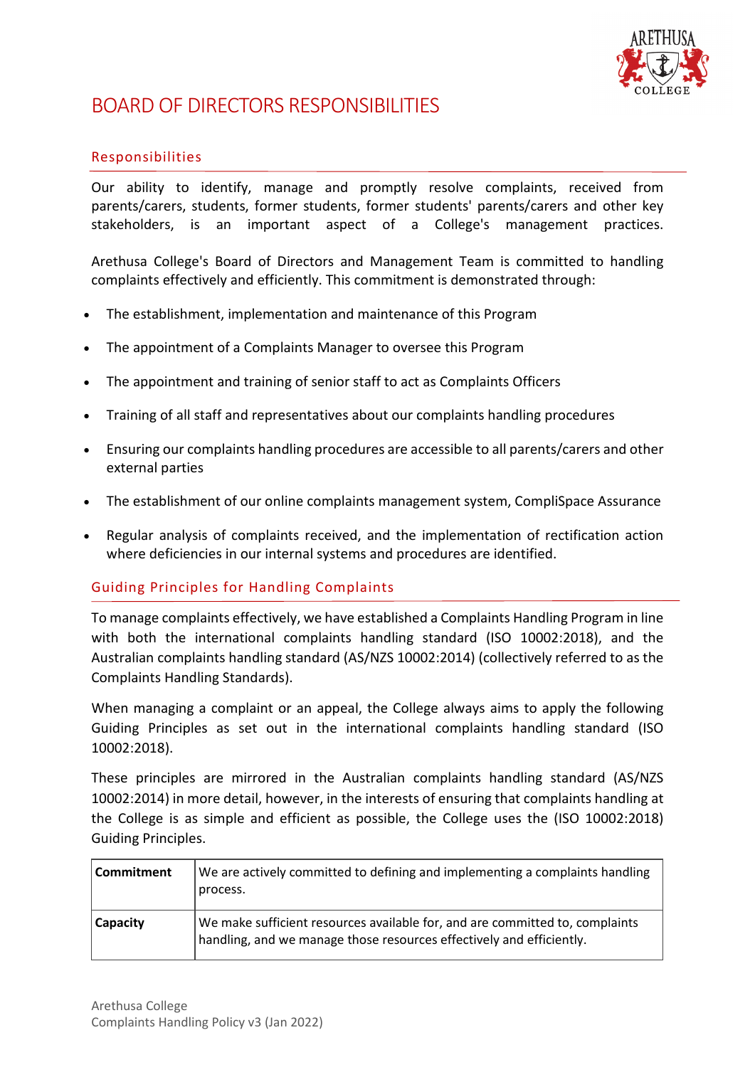# BOARD OF DIRECTORS RESPONSIBILITIES

## Responsibilities

Our ability to identify, manage and promptly resolve complaints, received from parents/carers, students, former students, former students' parents/carers and other key stakeholders, is an important aspect of a College's management practices.

Arethusa College's Board of Directors and Management Team is committed to handling complaints effectively and efficiently. This commitment is demonstrated through:

- The establishment, implementation and maintenance of this Program
- The appointment of a Complaints Manager to oversee this Program
- The appointment and training of senior staff to act as Complaints Officers
- Training of all staff and representatives about our complaints handling procedures
- Ensuring our complaints handling procedures are accessible to all parents/carers and other external parties
- The establishment of our online complaints management system, CompliSpace Assurance
- Regular analysis of complaints received, and the implementation of rectification action where deficiencies in our internal systems and procedures are identified.

## Guiding Principles for Handling Complaints

To manage complaints effectively, we have established a Complaints Handling Program in line with both the international complaints handling standard (ISO 10002:2018), and the Australian complaints handling standard (AS/NZS 10002:2014) (collectively referred to as the Complaints Handling Standards).

When managing a complaint or an appeal, the College always aims to apply the following Guiding Principles as set out in the international complaints handling standard (ISO 10002:2018).

These principles are mirrored in the Australian complaints handling standard (AS/NZS 10002:2014) in more detail, however, in the interests of ensuring that complaints handling at the College is as simple and efficient as possible, the College uses the (ISO 10002:2018) Guiding Principles.

| | |
|---|---|
| **Commitment** | We are actively committed to defining and implementing a complaints handling process. |
| **Capacity** | We make sufficient resources available for, and are committed to, complaints handling, and we manage those resources effectively and efficiently. |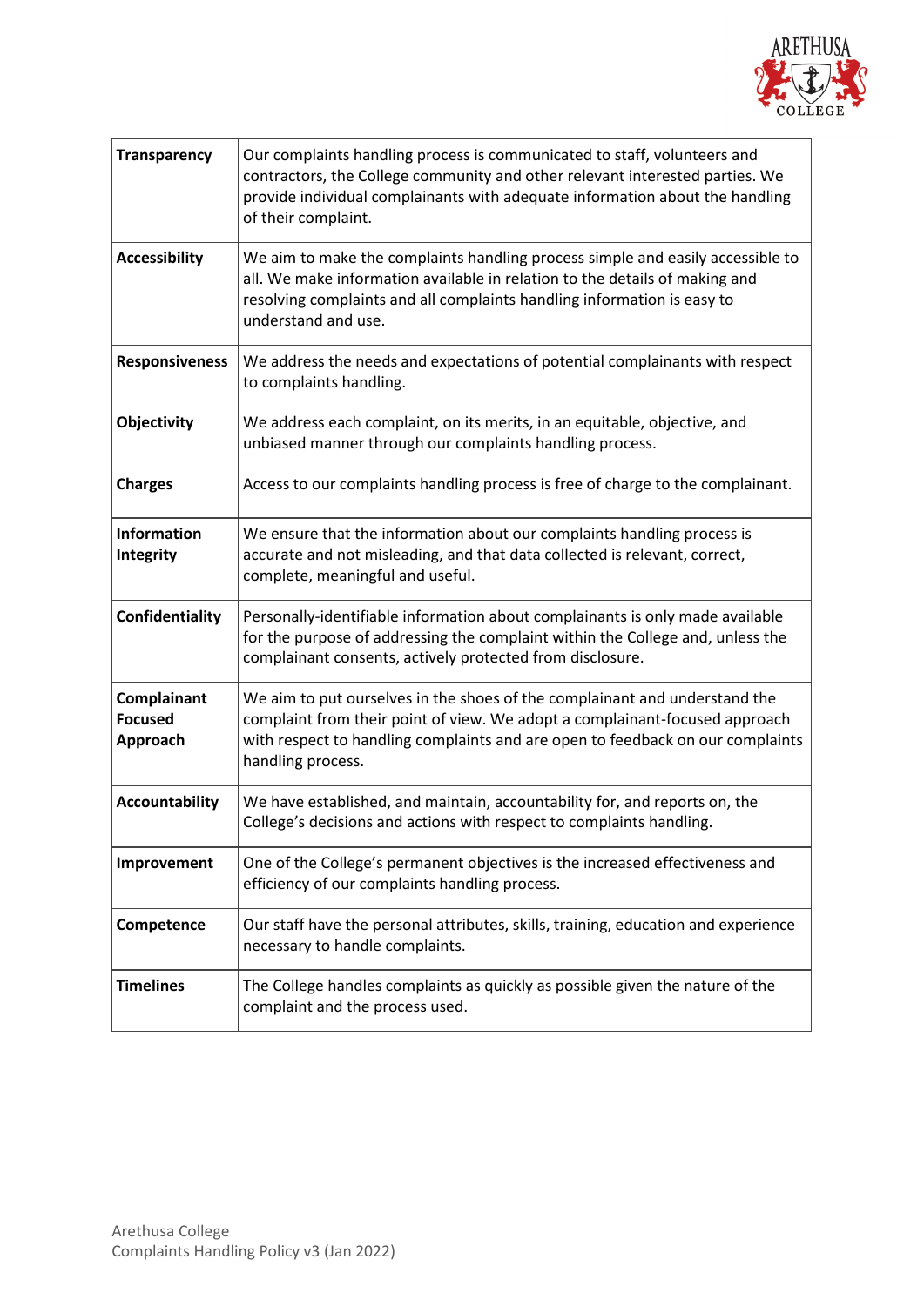| | |
|---|---|
| **Transparency** | Our complaints handling process is communicated to staff, volunteers and contractors, the College community and other relevant interested parties. We provide individual complainants with adequate information about the handling of their complaint. |
| **Accessibility** | We aim to make the complaints handling process simple and easily accessible to all. We make information available in relation to the details of making and resolving complaints and all complaints handling information is easy to understand and use. |
| **Responsiveness** | We address the needs and expectations of potential complainants with respect to complaints handling. |
| **Objectivity** | We address each complaint, on its merits, in an equitable, objective, and unbiased manner through our complaints handling process. |
| **Charges** | Access to our complaints handling process is free of charge to the complainant. |
| **Information Integrity** | We ensure that the information about our complaints handling process is accurate and not misleading, and that data collected is relevant, correct, complete, meaningful and useful. |
| **Confidentiality** | Personally-identifiable information about complainants is only made available for the purpose of addressing the complaint within the College and, unless the complainant consents, actively protected from disclosure. |
| **Complainant Focused Approach** | We aim to put ourselves in the shoes of the complainant and understand the complaint from their point of view. We adopt a complainant-focused approach with respect to handling complaints and are open to feedback on our complaints handling process. |
| **Accountability** | We have established, and maintain, accountability for, and reports on, the College's decisions and actions with respect to complaints handling. |
| **Improvement** | One of the College's permanent objectives is the increased effectiveness and efficiency of our complaints handling process. |
| **Competence** | Our staff have the personal attributes, skills, training, education and experience necessary to handle complaints. |
| **Timelines** | The College handles complaints as quickly as possible given the nature of the complaint and the process used. |